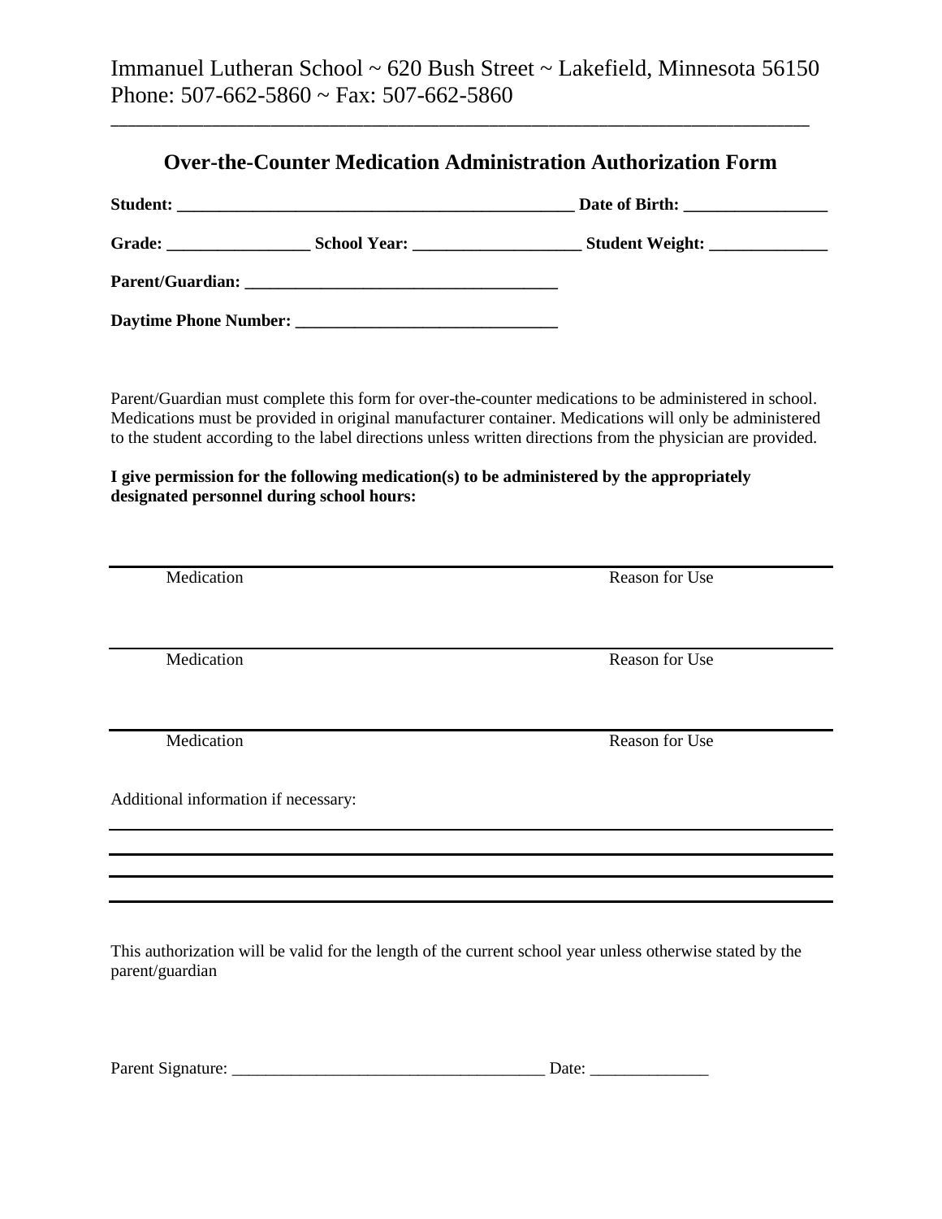Immanuel Lutheran School ~ 620 Bush Street ~ Lakefield, Minnesota 56150
Phone: 507-662-5860 ~ Fax: 507-662-5860

---

## Over-the-Counter Medication Administration Authorization Form

**Student:** ______________________________________________ **Date of Birth:** ________________

**Grade:** ________________ **School Year:** ___________________ **Student Weight:** _____________

**Parent/Guardian:** ____________________________________

**Daytime Phone Number:** ______________________________

Parent/Guardian must complete this form for over-the-counter medications to be administered in school. Medications must be provided in original manufacturer container. Medications will only be administered to the student according to the label directions unless written directions from the physician are provided.

**I give permission for the following medication(s) to be administered by the appropriately designated personnel during school hours:**

_______________________________________________________________________________

Medication                                                                                    Reason for Use

_______________________________________________________________________________

Medication                                                                                    Reason for Use

_______________________________________________________________________________

Medication                                                                                    Reason for Use

Additional information if necessary:

_______________________________________________________________________________

_______________________________________________________________________________

_______________________________________________________________________________

_______________________________________________________________________________

This authorization will be valid for the length of the current school year unless otherwise stated by the parent/guardian

Parent Signature: ____________________________________ Date: _____________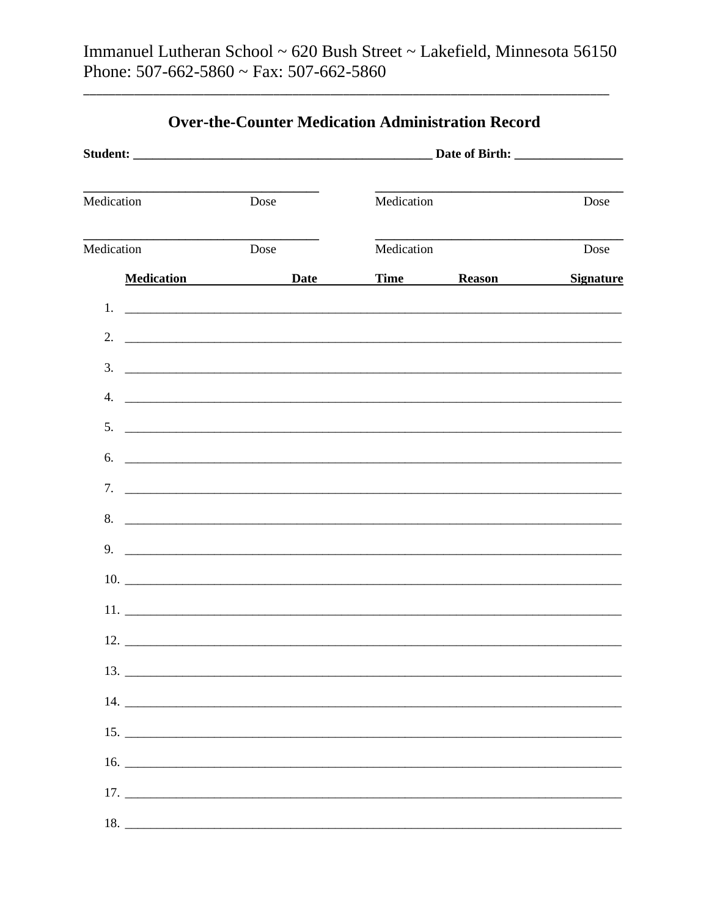Immanuel Lutheran School ~ 620 Bush Street ~ Lakefield, Minnesota 56150
Phone: 507-662-5860 ~ Fax: 507-662-5860

---

## Over-the-Counter Medication Administration Record

**Student:** ______________________________________________ **Date of Birth:** ________________

| Medication | Dose | Medication | Dose |
|---|---|---|---|
| | | | |
| | | | |

| | Medication | Date | Time | Reason | Signature |
|---|---|---|---|---|---|
| 1. | | | | | |
| 2. | | | | | |
| 3. | | | | | |
| 4. | | | | | |
| 5. | | | | | |
| 6. | | | | | |
| 7. | | | | | |
| 8. | | | | | |
| 9. | | | | | |
| 10. | | | | | |
| 11. | | | | | |
| 12. | | | | | |
| 13. | | | | | |
| 14. | | | | | |
| 15. | | | | | |
| 16. | | | | | |
| 17. | | | | | |
| 18. | | | | | |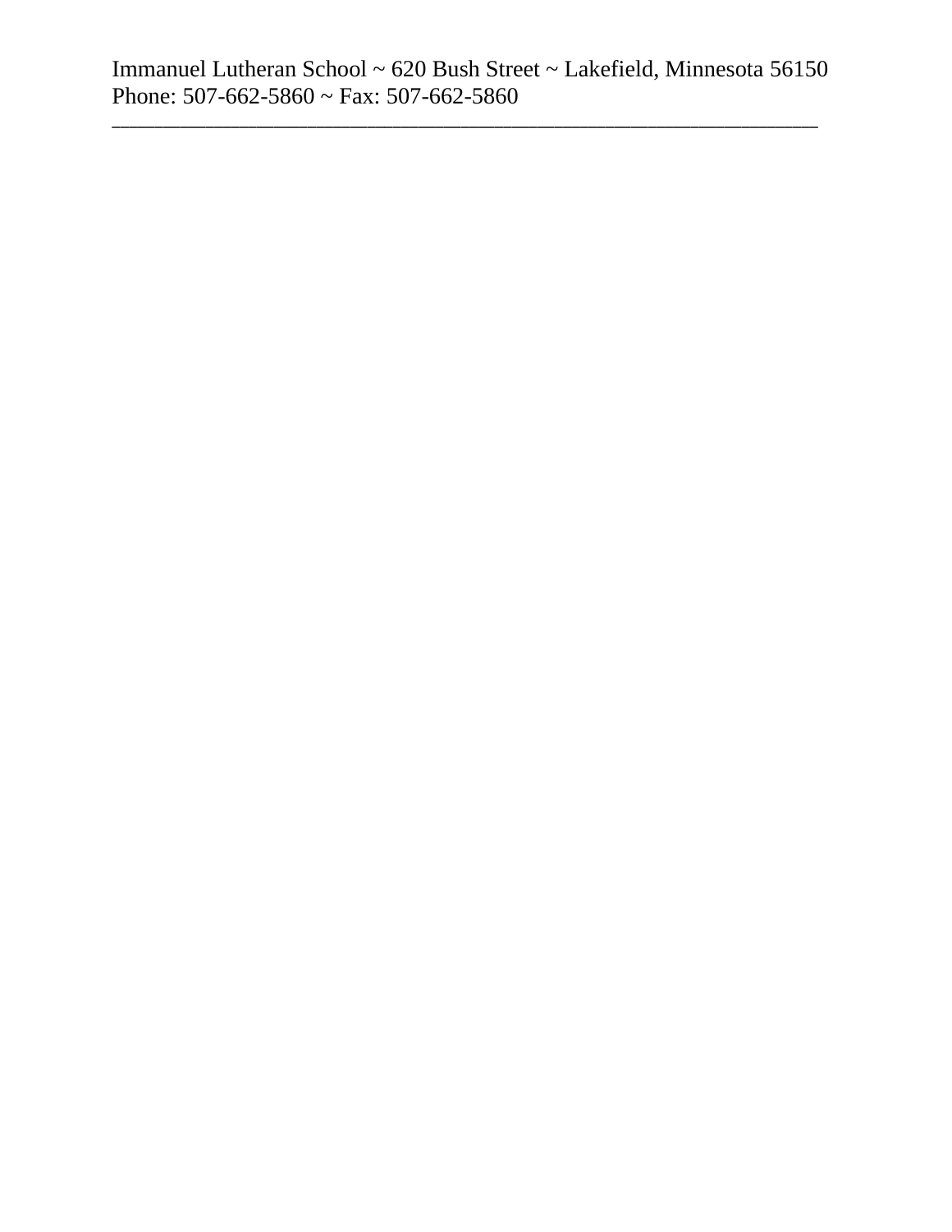Immanuel Lutheran School ~ 620 Bush Street ~ Lakefield, Minnesota 56150
Phone: 507-662-5860 ~ Fax: 507-662-5860

---